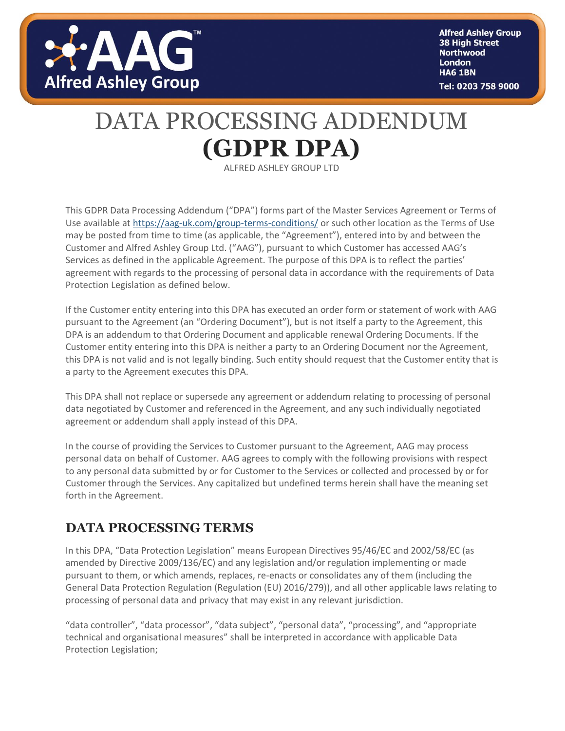Alfred Ashley Group
38 High Street
Northwood
London
HA6 1BN
Tel: 0203 758 9000

# DATA PROCESSING ADDENDUM **(GDPR DPA)**

ALFRED ASHLEY GROUP LTD

This GDPR Data Processing Addendum ("DPA") forms part of the Master Services Agreement or Terms of Use available at https://aag-uk.com/group-terms-conditions/ or such other location as the Terms of Use may be posted from time to time (as applicable, the "Agreement"), entered into by and between the Customer and Alfred Ashley Group Ltd. ("AAG"), pursuant to which Customer has accessed AAG's Services as defined in the applicable Agreement. The purpose of this DPA is to reflect the parties' agreement with regards to the processing of personal data in accordance with the requirements of Data Protection Legislation as defined below.

If the Customer entity entering into this DPA has executed an order form or statement of work with AAG pursuant to the Agreement (an "Ordering Document"), but is not itself a party to the Agreement, this DPA is an addendum to that Ordering Document and applicable renewal Ordering Documents. If the Customer entity entering into this DPA is neither a party to an Ordering Document nor the Agreement, this DPA is not valid and is not legally binding. Such entity should request that the Customer entity that is a party to the Agreement executes this DPA.

This DPA shall not replace or supersede any agreement or addendum relating to processing of personal data negotiated by Customer and referenced in the Agreement, and any such individually negotiated agreement or addendum shall apply instead of this DPA.

In the course of providing the Services to Customer pursuant to the Agreement, AAG may process personal data on behalf of Customer. AAG agrees to comply with the following provisions with respect to any personal data submitted by or for Customer to the Services or collected and processed by or for Customer through the Services. Any capitalized but undefined terms herein shall have the meaning set forth in the Agreement.

## DATA PROCESSING TERMS

In this DPA, "Data Protection Legislation" means European Directives 95/46/EC and 2002/58/EC (as amended by Directive 2009/136/EC) and any legislation and/or regulation implementing or made pursuant to them, or which amends, replaces, re-enacts or consolidates any of them (including the General Data Protection Regulation (Regulation (EU) 2016/279)), and all other applicable laws relating to processing of personal data and privacy that may exist in any relevant jurisdiction.

"data controller", "data processor", "data subject", "personal data", "processing", and "appropriate technical and organisational measures" shall be interpreted in accordance with applicable Data Protection Legislation;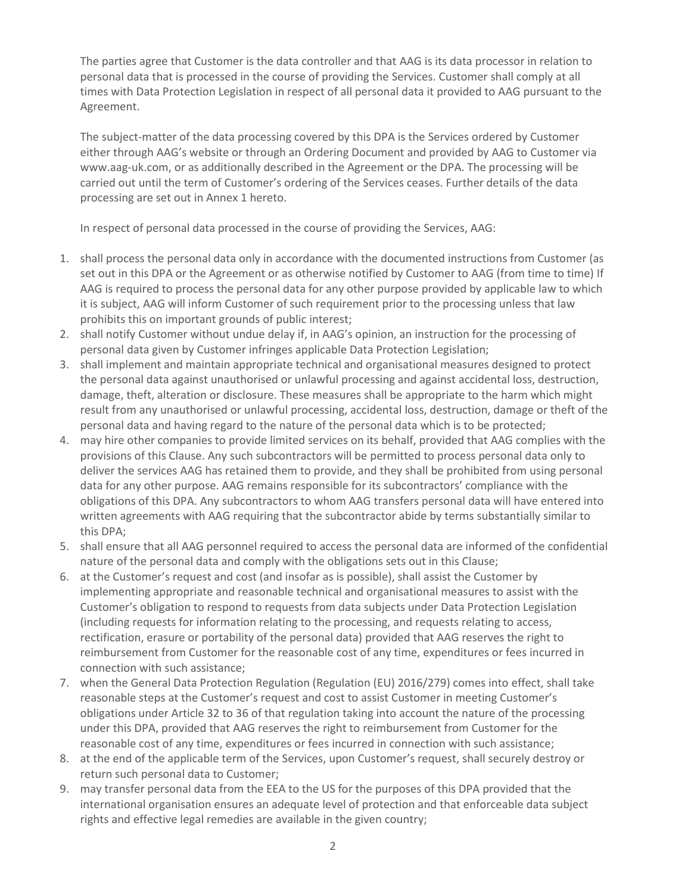The parties agree that Customer is the data controller and that AAG is its data processor in relation to personal data that is processed in the course of providing the Services. Customer shall comply at all times with Data Protection Legislation in respect of all personal data it provided to AAG pursuant to the Agreement.

The subject-matter of the data processing covered by this DPA is the Services ordered by Customer either through AAG's website or through an Ordering Document and provided by AAG to Customer via www.aag-uk.com, or as additionally described in the Agreement or the DPA. The processing will be carried out until the term of Customer's ordering of the Services ceases. Further details of the data processing are set out in Annex 1 hereto.

In respect of personal data processed in the course of providing the Services, AAG:

1. shall process the personal data only in accordance with the documented instructions from Customer (as set out in this DPA or the Agreement or as otherwise notified by Customer to AAG (from time to time) If AAG is required to process the personal data for any other purpose provided by applicable law to which it is subject, AAG will inform Customer of such requirement prior to the processing unless that law prohibits this on important grounds of public interest;
2. shall notify Customer without undue delay if, in AAG's opinion, an instruction for the processing of personal data given by Customer infringes applicable Data Protection Legislation;
3. shall implement and maintain appropriate technical and organisational measures designed to protect the personal data against unauthorised or unlawful processing and against accidental loss, destruction, damage, theft, alteration or disclosure. These measures shall be appropriate to the harm which might result from any unauthorised or unlawful processing, accidental loss, destruction, damage or theft of the personal data and having regard to the nature of the personal data which is to be protected;
4. may hire other companies to provide limited services on its behalf, provided that AAG complies with the provisions of this Clause. Any such subcontractors will be permitted to process personal data only to deliver the services AAG has retained them to provide, and they shall be prohibited from using personal data for any other purpose. AAG remains responsible for its subcontractors' compliance with the obligations of this DPA. Any subcontractors to whom AAG transfers personal data will have entered into written agreements with AAG requiring that the subcontractor abide by terms substantially similar to this DPA;
5. shall ensure that all AAG personnel required to access the personal data are informed of the confidential nature of the personal data and comply with the obligations sets out in this Clause;
6. at the Customer's request and cost (and insofar as is possible), shall assist the Customer by implementing appropriate and reasonable technical and organisational measures to assist with the Customer's obligation to respond to requests from data subjects under Data Protection Legislation (including requests for information relating to the processing, and requests relating to access, rectification, erasure or portability of the personal data) provided that AAG reserves the right to reimbursement from Customer for the reasonable cost of any time, expenditures or fees incurred in connection with such assistance;
7. when the General Data Protection Regulation (Regulation (EU) 2016/279) comes into effect, shall take reasonable steps at the Customer's request and cost to assist Customer in meeting Customer's obligations under Article 32 to 36 of that regulation taking into account the nature of the processing under this DPA, provided that AAG reserves the right to reimbursement from Customer for the reasonable cost of any time, expenditures or fees incurred in connection with such assistance;
8. at the end of the applicable term of the Services, upon Customer's request, shall securely destroy or return such personal data to Customer;
9. may transfer personal data from the EEA to the US for the purposes of this DPA provided that the international organisation ensures an adequate level of protection and that enforceable data subject rights and effective legal remedies are available in the given country;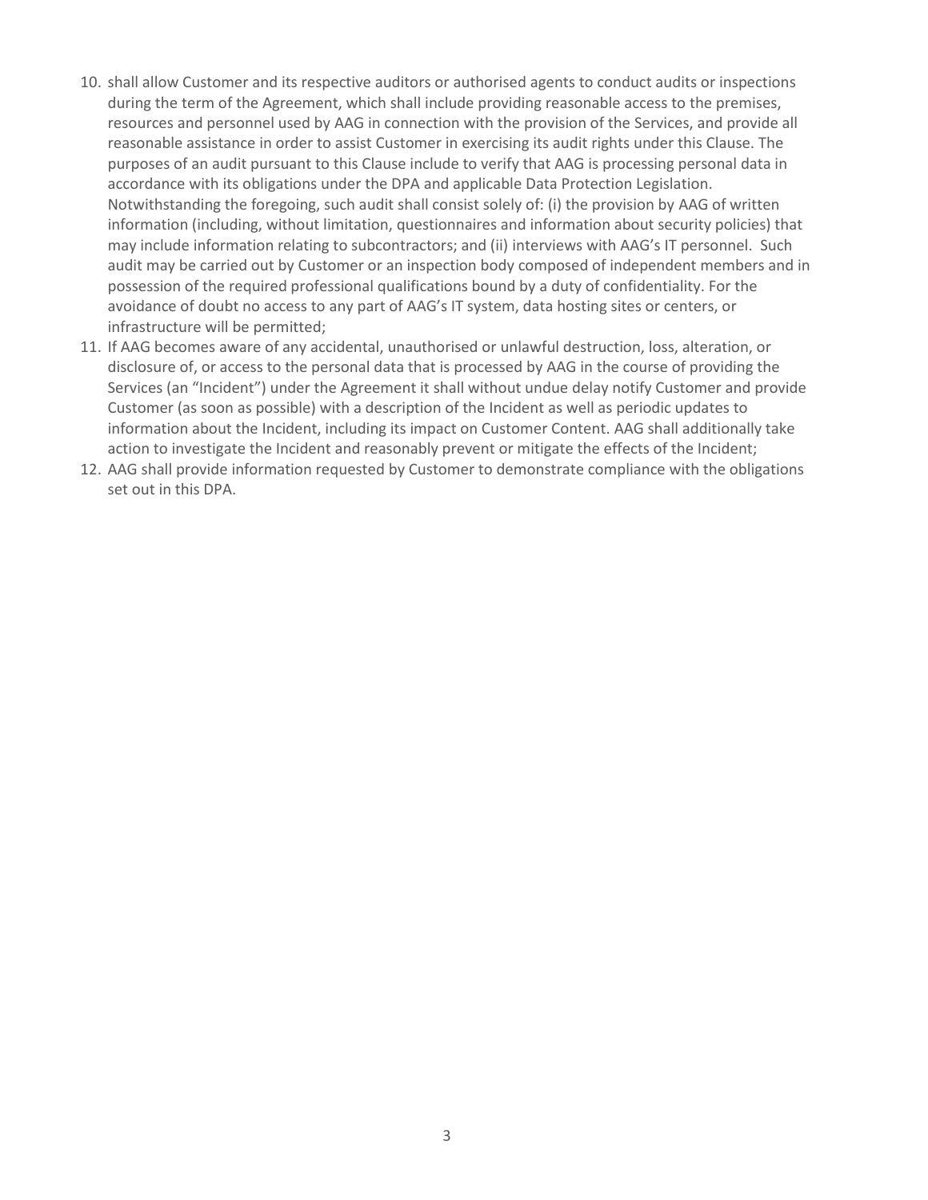10. shall allow Customer and its respective auditors or authorised agents to conduct audits or inspections during the term of the Agreement, which shall include providing reasonable access to the premises, resources and personnel used by AAG in connection with the provision of the Services, and provide all reasonable assistance in order to assist Customer in exercising its audit rights under this Clause. The purposes of an audit pursuant to this Clause include to verify that AAG is processing personal data in accordance with its obligations under the DPA and applicable Data Protection Legislation. Notwithstanding the foregoing, such audit shall consist solely of: (i) the provision by AAG of written information (including, without limitation, questionnaires and information about security policies) that may include information relating to subcontractors; and (ii) interviews with AAG's IT personnel. Such audit may be carried out by Customer or an inspection body composed of independent members and in possession of the required professional qualifications bound by a duty of confidentiality. For the avoidance of doubt no access to any part of AAG's IT system, data hosting sites or centers, or infrastructure will be permitted;
11. If AAG becomes aware of any accidental, unauthorised or unlawful destruction, loss, alteration, or disclosure of, or access to the personal data that is processed by AAG in the course of providing the Services (an "Incident") under the Agreement it shall without undue delay notify Customer and provide Customer (as soon as possible) with a description of the Incident as well as periodic updates to information about the Incident, including its impact on Customer Content. AAG shall additionally take action to investigate the Incident and reasonably prevent or mitigate the effects of the Incident;
12. AAG shall provide information requested by Customer to demonstrate compliance with the obligations set out in this DPA.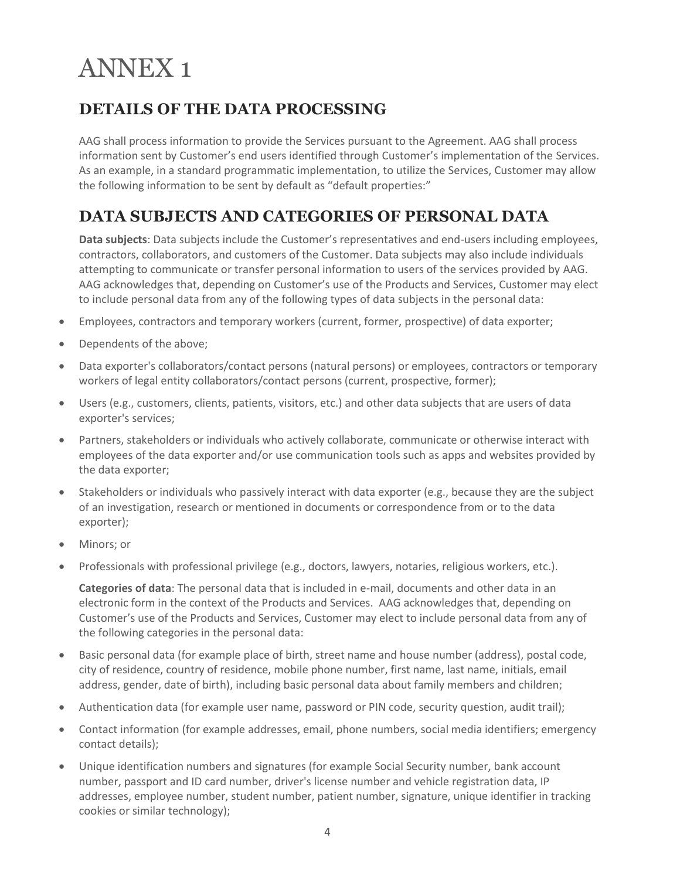# ANNEX 1

## DETAILS OF THE DATA PROCESSING

AAG shall process information to provide the Services pursuant to the Agreement. AAG shall process information sent by Customer's end users identified through Customer's implementation of the Services. As an example, in a standard programmatic implementation, to utilize the Services, Customer may allow the following information to be sent by default as "default properties:"

## DATA SUBJECTS AND CATEGORIES OF PERSONAL DATA

**Data subjects**: Data subjects include the Customer's representatives and end-users including employees, contractors, collaborators, and customers of the Customer. Data subjects may also include individuals attempting to communicate or transfer personal information to users of the services provided by AAG. AAG acknowledges that, depending on Customer's use of the Products and Services, Customer may elect to include personal data from any of the following types of data subjects in the personal data:

- Employees, contractors and temporary workers (current, former, prospective) of data exporter;
- Dependents of the above;
- Data exporter's collaborators/contact persons (natural persons) or employees, contractors or temporary workers of legal entity collaborators/contact persons (current, prospective, former);
- Users (e.g., customers, clients, patients, visitors, etc.) and other data subjects that are users of data exporter's services;
- Partners, stakeholders or individuals who actively collaborate, communicate or otherwise interact with employees of the data exporter and/or use communication tools such as apps and websites provided by the data exporter;
- Stakeholders or individuals who passively interact with data exporter (e.g., because they are the subject of an investigation, research or mentioned in documents or correspondence from or to the data exporter);
- Minors; or
- Professionals with professional privilege (e.g., doctors, lawyers, notaries, religious workers, etc.).

**Categories of data**: The personal data that is included in e-mail, documents and other data in an electronic form in the context of the Products and Services. AAG acknowledges that, depending on Customer's use of the Products and Services, Customer may elect to include personal data from any of the following categories in the personal data:

- Basic personal data (for example place of birth, street name and house number (address), postal code, city of residence, country of residence, mobile phone number, first name, last name, initials, email address, gender, date of birth), including basic personal data about family members and children;
- Authentication data (for example user name, password or PIN code, security question, audit trail);
- Contact information (for example addresses, email, phone numbers, social media identifiers; emergency contact details);
- Unique identification numbers and signatures (for example Social Security number, bank account number, passport and ID card number, driver's license number and vehicle registration data, IP addresses, employee number, student number, patient number, signature, unique identifier in tracking cookies or similar technology);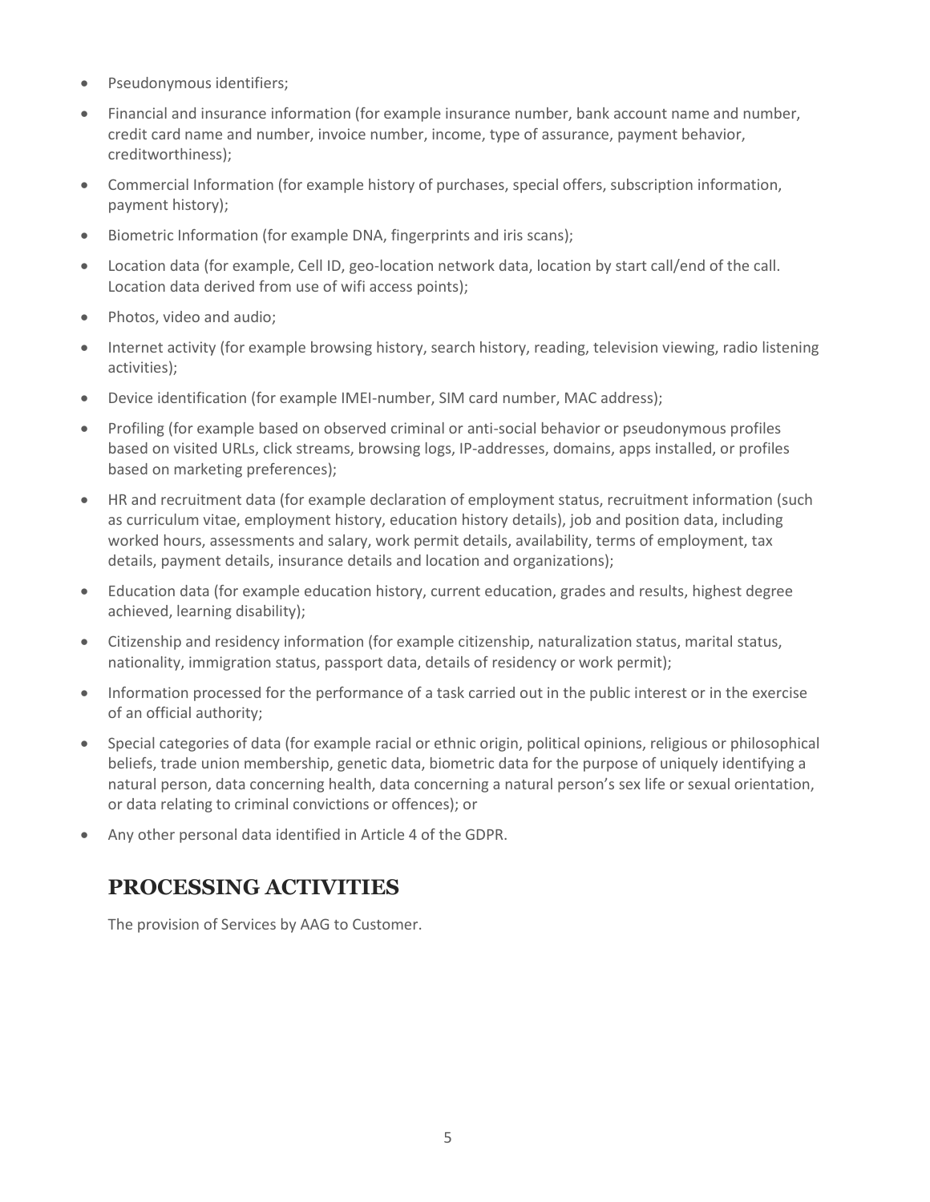- Pseudonymous identifiers;
- Financial and insurance information (for example insurance number, bank account name and number, credit card name and number, invoice number, income, type of assurance, payment behavior, creditworthiness);
- Commercial Information (for example history of purchases, special offers, subscription information, payment history);
- Biometric Information (for example DNA, fingerprints and iris scans);
- Location data (for example, Cell ID, geo-location network data, location by start call/end of the call. Location data derived from use of wifi access points);
- Photos, video and audio;
- Internet activity (for example browsing history, search history, reading, television viewing, radio listening activities);
- Device identification (for example IMEI-number, SIM card number, MAC address);
- Profiling (for example based on observed criminal or anti-social behavior or pseudonymous profiles based on visited URLs, click streams, browsing logs, IP-addresses, domains, apps installed, or profiles based on marketing preferences);
- HR and recruitment data (for example declaration of employment status, recruitment information (such as curriculum vitae, employment history, education history details), job and position data, including worked hours, assessments and salary, work permit details, availability, terms of employment, tax details, payment details, insurance details and location and organizations);
- Education data (for example education history, current education, grades and results, highest degree achieved, learning disability);
- Citizenship and residency information (for example citizenship, naturalization status, marital status, nationality, immigration status, passport data, details of residency or work permit);
- Information processed for the performance of a task carried out in the public interest or in the exercise of an official authority;
- Special categories of data (for example racial or ethnic origin, political opinions, religious or philosophical beliefs, trade union membership, genetic data, biometric data for the purpose of uniquely identifying a natural person, data concerning health, data concerning a natural person's sex life or sexual orientation, or data relating to criminal convictions or offences); or
- Any other personal data identified in Article 4 of the GDPR.

## PROCESSING ACTIVITIES

The provision of Services by AAG to Customer.